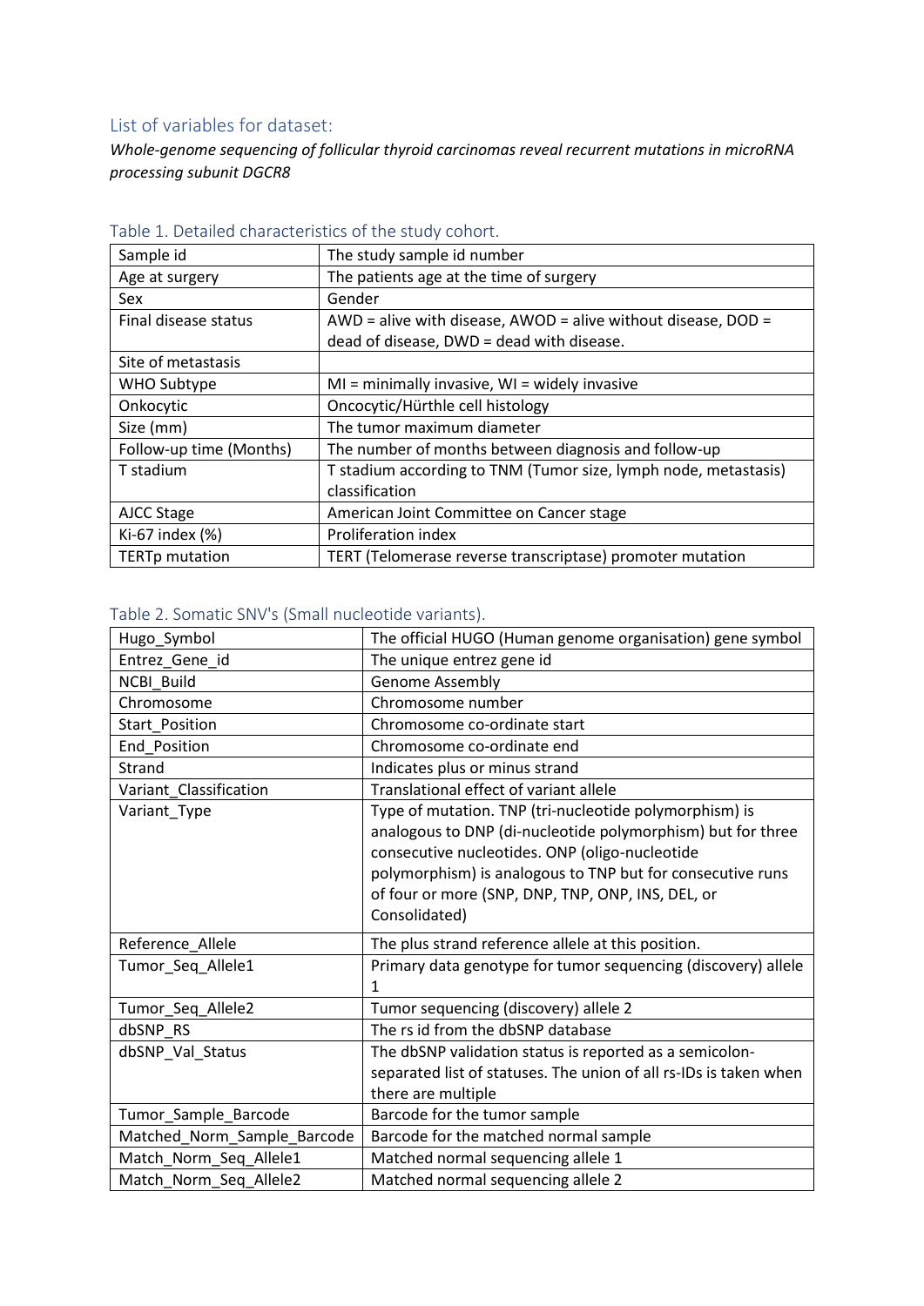## List of variables for dataset:

*Whole-genome sequencing of follicular thyroid carcinomas reveal recurrent mutations in microRNA processing subunit DGCR8*

### Table 1. Detailed characteristics of the study cohort.

| Sample id | The study sample id number |
|---|---|
| Age at surgery | The patients age at the time of surgery |
| Sex | Gender |
| Final disease status | AWD = alive with disease, AWOD = alive without disease, DOD = dead of disease, DWD = dead with disease. |
| Site of metastasis | |
| WHO Subtype | MI = minimally invasive, WI = widely invasive |
| Onkocytic | Oncocytic/Hürthle cell histology |
| Size (mm) | The tumor maximum diameter |
| Follow-up time (Months) | The number of months between diagnosis and follow-up |
| T stadium | T stadium according to TNM (Tumor size, lymph node, metastasis) classification |
| AJCC Stage | American Joint Committee on Cancer stage |
| Ki-67 index (%) | Proliferation index |
| TERTp mutation | TERT (Telomerase reverse transcriptase) promoter mutation |

### Table 2. Somatic SNV's (Small nucleotide variants).

| Hugo_Symbol | The official HUGO (Human genome organisation) gene symbol |
|---|---|
| Entrez_Gene_id | The unique entrez gene id |
| NCBI_Build | Genome Assembly |
| Chromosome | Chromosome number |
| Start_Position | Chromosome co-ordinate start |
| End_Position | Chromosome co-ordinate end |
| Strand | Indicates plus or minus strand |
| Variant_Classification | Translational effect of variant allele |
| Variant_Type | Type of mutation. TNP (tri-nucleotide polymorphism) is analogous to DNP (di-nucleotide polymorphism) but for three consecutive nucleotides. ONP (oligo-nucleotide polymorphism) is analogous to TNP but for consecutive runs of four or more (SNP, DNP, TNP, ONP, INS, DEL, or Consolidated) |
| Reference_Allele | The plus strand reference allele at this position. |
| Tumor_Seq_Allele1 | Primary data genotype for tumor sequencing (discovery) allele 1 |
| Tumor_Seq_Allele2 | Tumor sequencing (discovery) allele 2 |
| dbSNP_RS | The rs id from the dbSNP database |
| dbSNP_Val_Status | The dbSNP validation status is reported as a semicolon-separated list of statuses. The union of all rs-IDs is taken when there are multiple |
| Tumor_Sample_Barcode | Barcode for the tumor sample |
| Matched_Norm_Sample_Barcode | Barcode for the matched normal sample |
| Match_Norm_Seq_Allele1 | Matched normal sequencing allele 1 |
| Match_Norm_Seq_Allele2 | Matched normal sequencing allele 2 |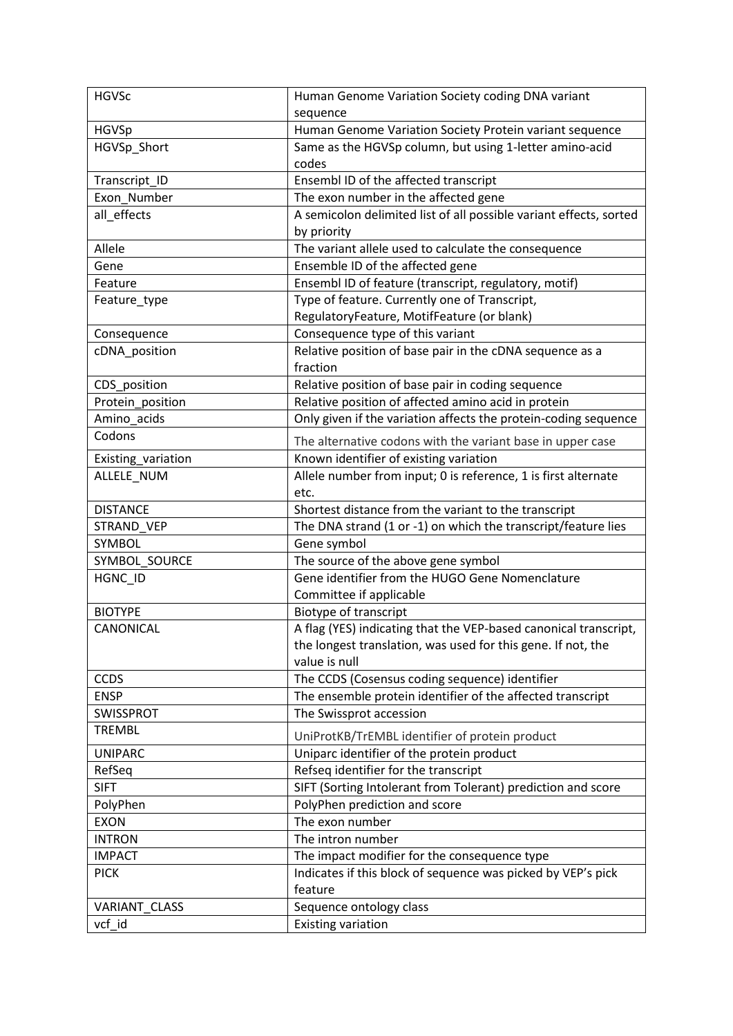| HGVSc | Human Genome Variation Society coding DNA variant sequence |
|---|---|
| HGVSp | Human Genome Variation Society Protein variant sequence |
| HGVSp_Short | Same as the HGVSp column, but using 1-letter amino-acid codes |
| Transcript_ID | Ensembl ID of the affected transcript |
| Exon_Number | The exon number in the affected gene |
| all_effects | A semicolon delimited list of all possible variant effects, sorted by priority |
| Allele | The variant allele used to calculate the consequence |
| Gene | Ensemble ID of the affected gene |
| Feature | Ensembl ID of feature (transcript, regulatory, motif) |
| Feature_type | Type of feature. Currently one of Transcript, RegulatoryFeature, MotifFeature (or blank) |
| Consequence | Consequence type of this variant |
| cDNA_position | Relative position of base pair in the cDNA sequence as a fraction |
| CDS_position | Relative position of base pair in coding sequence |
| Protein_position | Relative position of affected amino acid in protein |
| Amino_acids | Only given if the variation affects the protein-coding sequence |
| Codons | The alternative codons with the variant base in upper case |
| Existing_variation | Known identifier of existing variation |
| ALLELE_NUM | Allele number from input; 0 is reference, 1 is first alternate etc. |
| DISTANCE | Shortest distance from the variant to the transcript |
| STRAND_VEP | The DNA strand (1 or -1) on which the transcript/feature lies |
| SYMBOL | Gene symbol |
| SYMBOL_SOURCE | The source of the above gene symbol |
| HGNC_ID | Gene identifier from the HUGO Gene Nomenclature Committee if applicable |
| BIOTYPE | Biotype of transcript |
| CANONICAL | A flag (YES) indicating that the VEP-based canonical transcript, the longest translation, was used for this gene. If not, the value is null |
| CCDS | The CCDS (Cosensus coding sequence) identifier |
| ENSP | The ensemble protein identifier of the affected transcript |
| SWISSPROT | The Swissprot accession |
| TREMBL | UniProtKB/TrEMBL identifier of protein product |
| UNIPARC | Uniparc identifier of the protein product |
| RefSeq | Refseq identifier for the transcript |
| SIFT | SIFT (Sorting Intolerant from Tolerant) prediction and score |
| PolyPhen | PolyPhen prediction and score |
| EXON | The exon number |
| INTRON | The intron number |
| IMPACT | The impact modifier for the consequence type |
| PICK | Indicates if this block of sequence was picked by VEP's pick feature |
| VARIANT_CLASS | Sequence ontology class |
| vcf_id | Existing variation |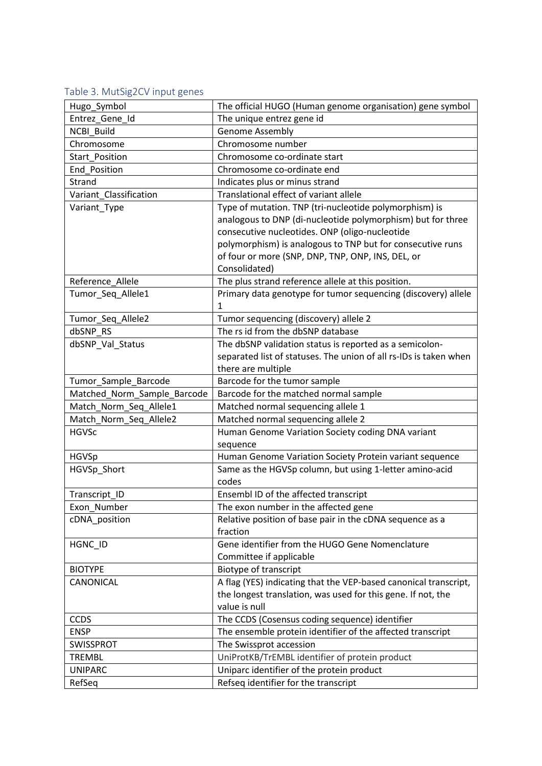### Table 3. MutSig2CV input genes

| Hugo_Symbol | The official HUGO (Human genome organisation) gene symbol |
|---|---|
| Entrez_Gene_Id | The unique entrez gene id |
| NCBI_Build | Genome Assembly |
| Chromosome | Chromosome number |
| Start_Position | Chromosome co-ordinate start |
| End_Position | Chromosome co-ordinate end |
| Strand | Indicates plus or minus strand |
| Variant_Classification | Translational effect of variant allele |
| Variant_Type | Type of mutation. TNP (tri-nucleotide polymorphism) is analogous to DNP (di-nucleotide polymorphism) but for three consecutive nucleotides. ONP (oligo-nucleotide polymorphism) is analogous to TNP but for consecutive runs of four or more (SNP, DNP, TNP, ONP, INS, DEL, or Consolidated) |
| Reference_Allele | The plus strand reference allele at this position. |
| Tumor_Seq_Allele1 | Primary data genotype for tumor sequencing (discovery) allele 1 |
| Tumor_Seq_Allele2 | Tumor sequencing (discovery) allele 2 |
| dbSNP_RS | The rs id from the dbSNP database |
| dbSNP_Val_Status | The dbSNP validation status is reported as a semicolon-separated list of statuses. The union of all rs-IDs is taken when there are multiple |
| Tumor_Sample_Barcode | Barcode for the tumor sample |
| Matched_Norm_Sample_Barcode | Barcode for the matched normal sample |
| Match_Norm_Seq_Allele1 | Matched normal sequencing allele 1 |
| Match_Norm_Seq_Allele2 | Matched normal sequencing allele 2 |
| HGVSc | Human Genome Variation Society coding DNA variant sequence |
| HGVSp | Human Genome Variation Society Protein variant sequence |
| HGVSp_Short | Same as the HGVSp column, but using 1-letter amino-acid codes |
| Transcript_ID | Ensembl ID of the affected transcript |
| Exon_Number | The exon number in the affected gene |
| cDNA_position | Relative position of base pair in the cDNA sequence as a fraction |
| HGNC_ID | Gene identifier from the HUGO Gene Nomenclature Committee if applicable |
| BIOTYPE | Biotype of transcript |
| CANONICAL | A flag (YES) indicating that the VEP-based canonical transcript, the longest translation, was used for this gene. If not, the value is null |
| CCDS | The CCDS (Cosensus coding sequence) identifier |
| ENSP | The ensemble protein identifier of the affected transcript |
| SWISSPROT | The Swissprot accession |
| TREMBL | UniProtKB/TrEMBL identifier of protein product |
| UNIPARC | Uniparc identifier of the protein product |
| RefSeq | Refseq identifier for the transcript |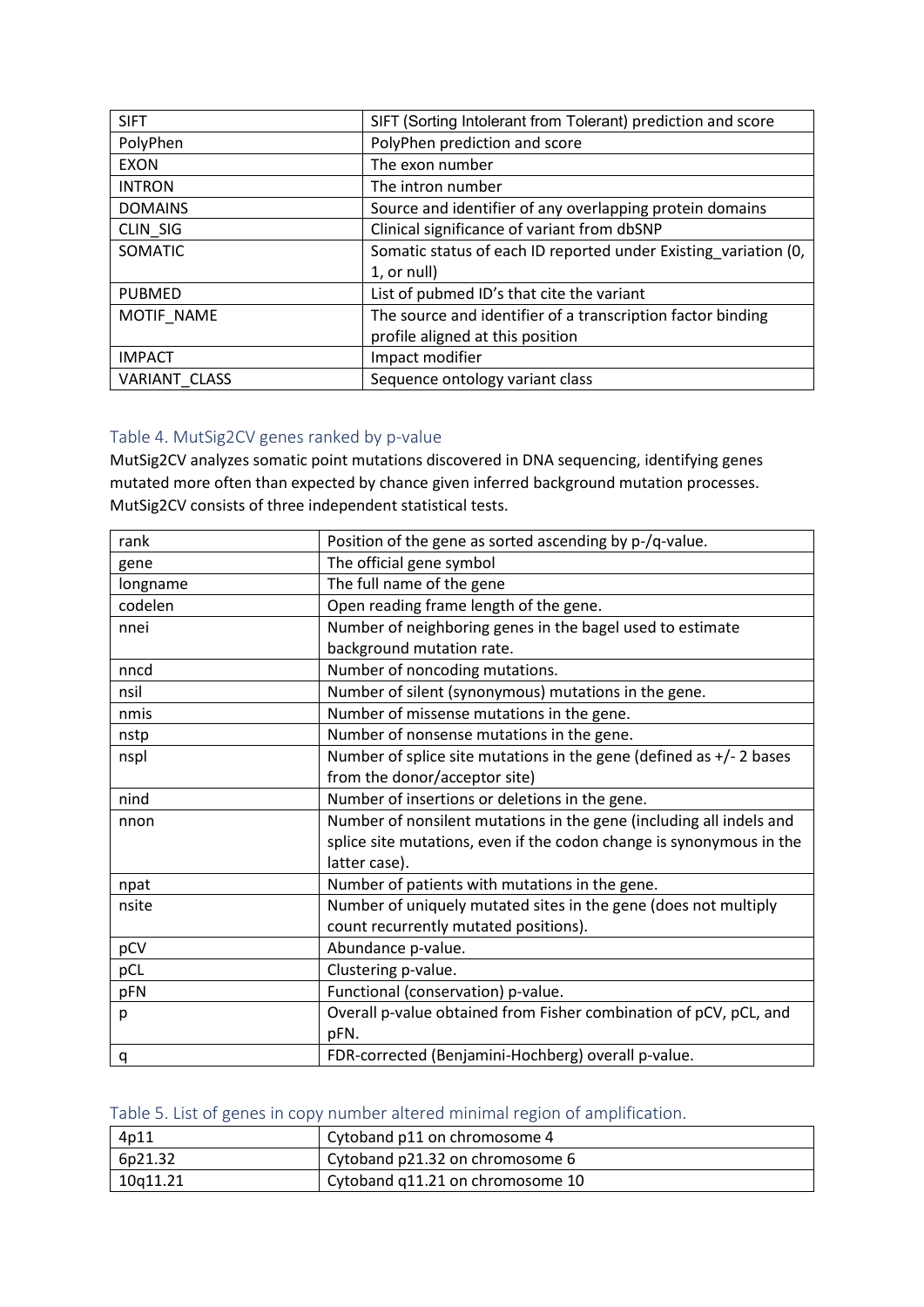| SIFT | SIFT (Sorting Intolerant from Tolerant) prediction and score |
|---|---|
| PolyPhen | PolyPhen prediction and score |
| EXON | The exon number |
| INTRON | The intron number |
| DOMAINS | Source and identifier of any overlapping protein domains |
| CLIN_SIG | Clinical significance of variant from dbSNP |
| SOMATIC | Somatic status of each ID reported under Existing_variation (0, 1, or null) |
| PUBMED | List of pubmed ID's that cite the variant |
| MOTIF_NAME | The source and identifier of a transcription factor binding profile aligned at this position |
| IMPACT | Impact modifier |
| VARIANT_CLASS | Sequence ontology variant class |

### Table 4. MutSig2CV genes ranked by p-value

MutSig2CV analyzes somatic point mutations discovered in DNA sequencing, identifying genes mutated more often than expected by chance given inferred background mutation processes. MutSig2CV consists of three independent statistical tests.

| rank | Position of the gene as sorted ascending by p-/q-value. |
|---|---|
| gene | The official gene symbol |
| longname | The full name of the gene |
| codelen | Open reading frame length of the gene. |
| nnei | Number of neighboring genes in the bagel used to estimate background mutation rate. |
| nncd | Number of noncoding mutations. |
| nsil | Number of silent (synonymous) mutations in the gene. |
| nmis | Number of missense mutations in the gene. |
| nstp | Number of nonsense mutations in the gene. |
| nspl | Number of splice site mutations in the gene (defined as +/- 2 bases from the donor/acceptor site) |
| nind | Number of insertions or deletions in the gene. |
| nnon | Number of nonsilent mutations in the gene (including all indels and splice site mutations, even if the codon change is synonymous in the latter case). |
| npat | Number of patients with mutations in the gene. |
| nsite | Number of uniquely mutated sites in the gene (does not multiply count recurrently mutated positions). |
| pCV | Abundance p-value. |
| pCL | Clustering p-value. |
| pFN | Functional (conservation) p-value. |
| p | Overall p-value obtained from Fisher combination of pCV, pCL, and pFN. |
| q | FDR-corrected (Benjamini-Hochberg) overall p-value. |

### Table 5. List of genes in copy number altered minimal region of amplification.

| 4p11 | Cytoband p11 on chromosome 4 |
|---|---|
| 6p21.32 | Cytoband p21.32 on chromosome 6 |
| 10q11.21 | Cytoband q11.21 on chromosome 10 |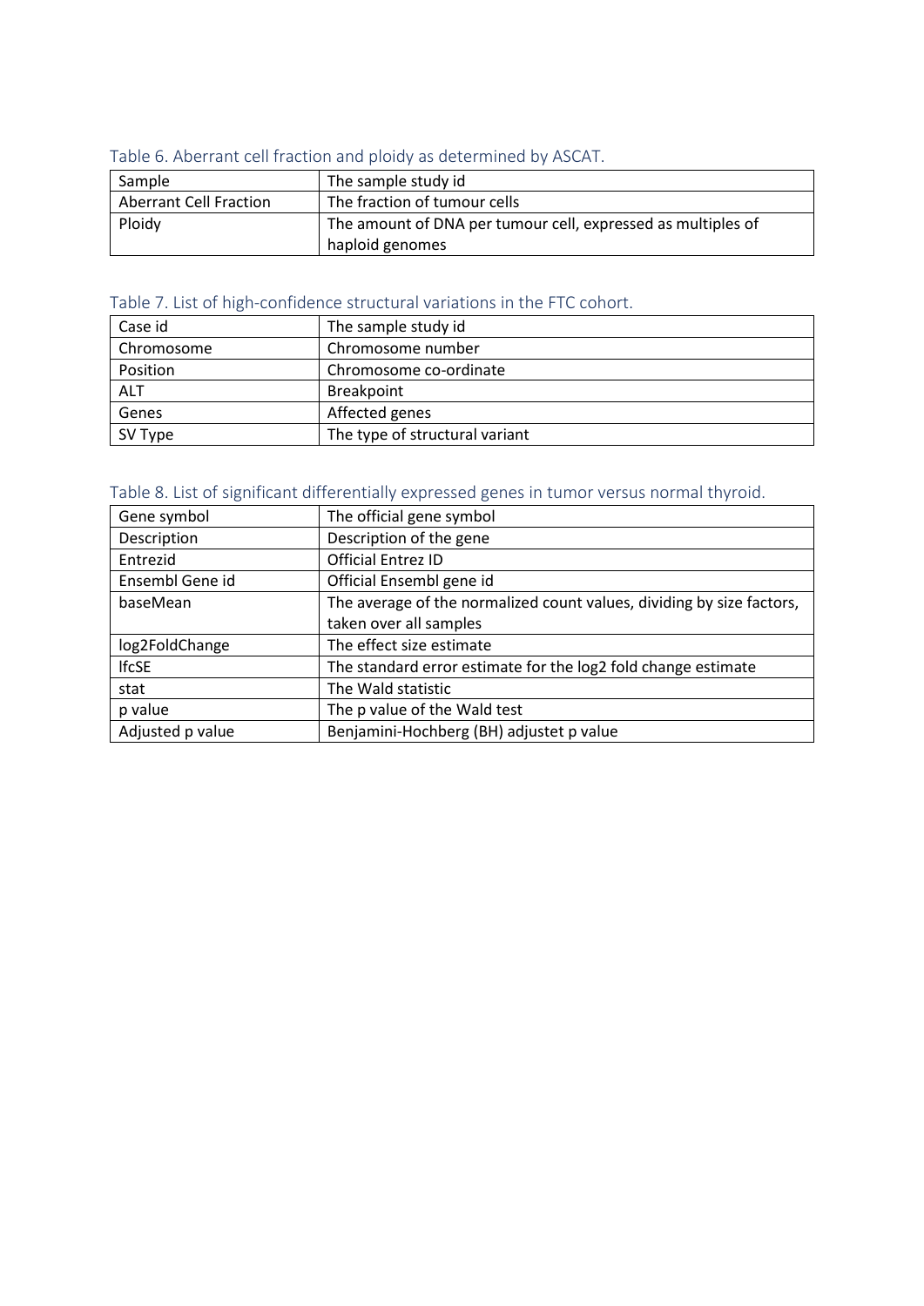### Table 6. Aberrant cell fraction and ploidy as determined by ASCAT.

| | |
|---|---|
| Sample | The sample study id |
| Aberrant Cell Fraction | The fraction of tumour cells |
| Ploidy | The amount of DNA per tumour cell, expressed as multiples of haploid genomes |

### Table 7. List of high-confidence structural variations in the FTC cohort.

| | |
|---|---|
| Case id | The sample study id |
| Chromosome | Chromosome number |
| Position | Chromosome co-ordinate |
| ALT | Breakpoint |
| Genes | Affected genes |
| SV Type | The type of structural variant |

### Table 8. List of significant differentially expressed genes in tumor versus normal thyroid.

| | |
|---|---|
| Gene symbol | The official gene symbol |
| Description | Description of the gene |
| Entrezid | Official Entrez ID |
| Ensembl Gene id | Official Ensembl gene id |
| baseMean | The average of the normalized count values, dividing by size factors, taken over all samples |
| log2FoldChange | The effect size estimate |
| lfcSE | The standard error estimate for the log2 fold change estimate |
| stat | The Wald statistic |
| p value | The p value of the Wald test |
| Adjusted p value | Benjamini-Hochberg (BH) adjustet p value |